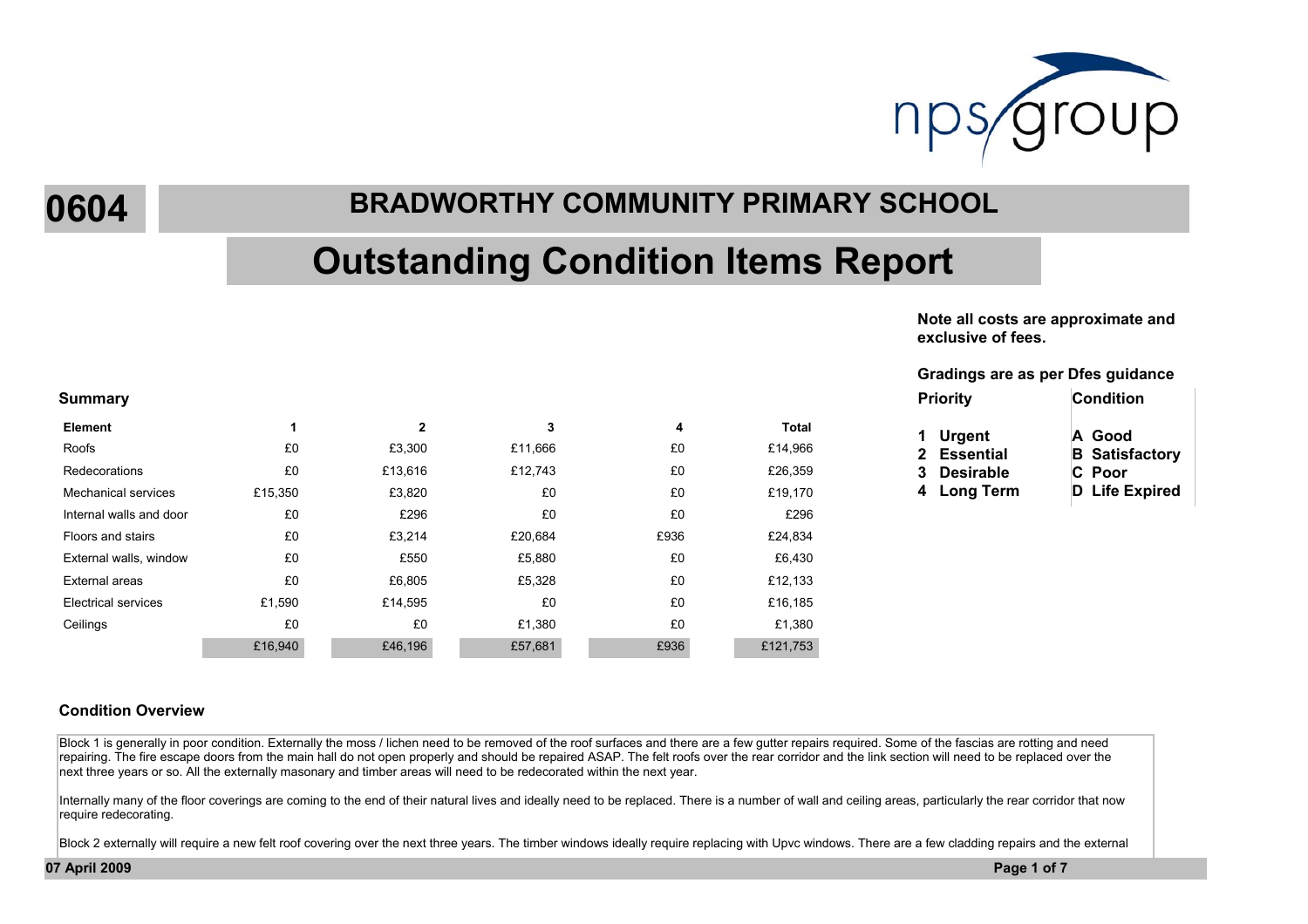# 0604

## BRADWORTHY COMMUNITY PRIMARY SCHOOL

# Outstanding Condition Items Report

**Note all costs are approximate and exclusive of fees.**

**Gradings are as per Dfes guidance**

| Priority | Condition |
|---|---|
| **1 Urgent** | **A Good** |
| **2 Essential** | **B Satisfactory** |
| **3 Desirable** | **C Poor** |
| **4 Long Term** | **D Life Expired** |

### Summary

| Element | 1 | 2 | 3 | 4 | Total |
|---|---|---|---|---|---|
| Roofs | £0 | £3,300 | £11,666 | £0 | £14,966 |
| Redecorations | £0 | £13,616 | £12,743 | £0 | £26,359 |
| Mechanical services | £15,350 | £3,820 | £0 | £0 | £19,170 |
| Internal walls and door | £0 | £296 | £0 | £0 | £296 |
| Floors and stairs | £0 | £3,214 | £20,684 | £936 | £24,834 |
| External walls, window | £0 | £550 | £5,880 | £0 | £6,430 |
| External areas | £0 | £6,805 | £5,328 | £0 | £12,133 |
| Electrical services | £1,590 | £14,595 | £0 | £0 | £16,185 |
| Ceilings | £0 | £0 | £1,380 | £0 | £1,380 |
| | £16,940 | £46,196 | £57,681 | £936 | £121,753 |

### Condition Overview

Block 1 is generally in poor condition. Externally the moss / lichen need to be removed of the roof surfaces and there are a few gutter repairs required. Some of the fascias are rotting and need repairing. The fire escape doors from the main hall do not open properly and should be repaired ASAP. The felt roofs over the rear corridor and the link section will need to be replaced over the next three years or so. All the externally masonary and timber areas will need to be redecorated within the next year.

Internally many of the floor coverings are coming to the end of their natural lives and ideally need to be replaced. There is a number of wall and ceiling areas, particularly the rear corridor that now require redecorating.

Block 2 externally will require a new felt roof covering over the next three years. The timber windows ideally require replacing with Upvc windows. There are a few cladding repairs and the external

07 April 2009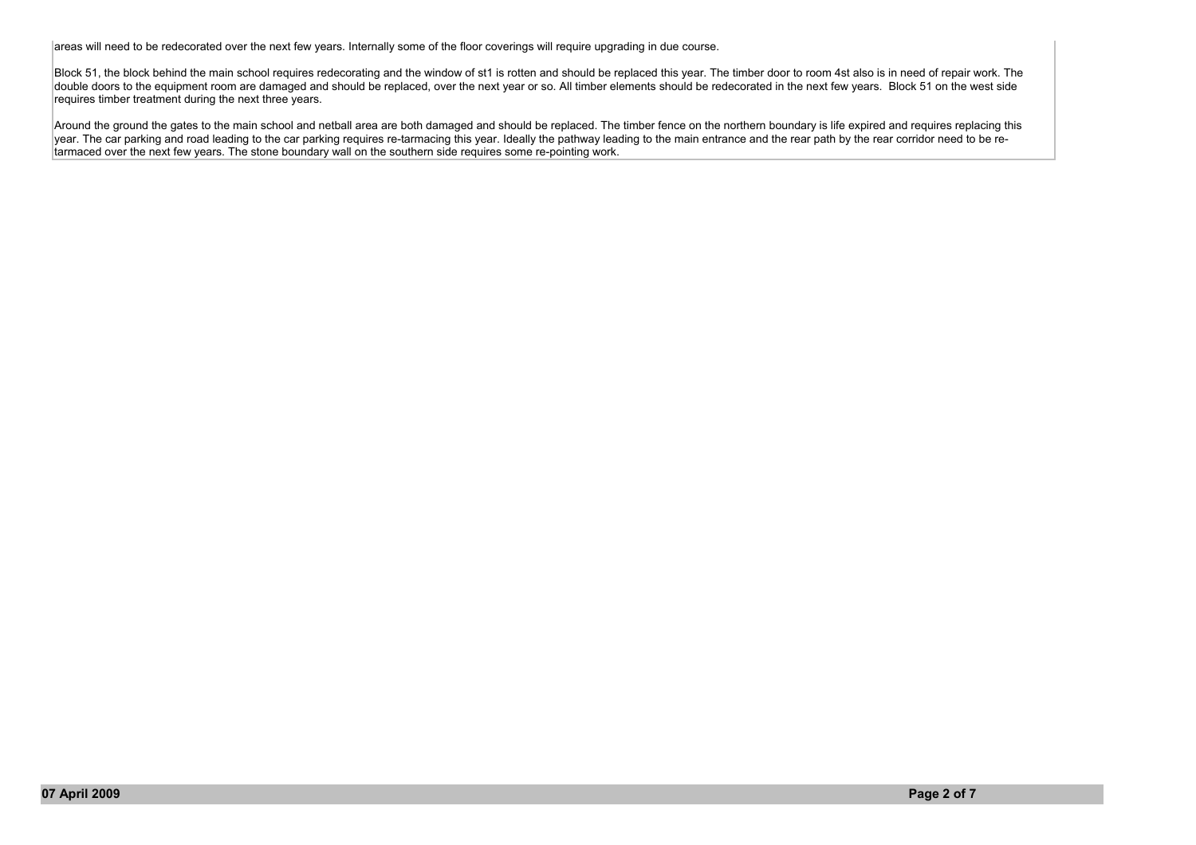areas will need to be redecorated over the next few years. Internally some of the floor coverings will require upgrading in due course.

Block 51, the block behind the main school requires redecorating and the window of st1 is rotten and should be replaced this year. The timber door to room 4st also is in need of repair work. The double doors to the equipment room are damaged and should be replaced, over the next year or so. All timber elements should be redecorated in the next few years. Block 51 on the west side requires timber treatment during the next three years.

Around the ground the gates to the main school and netball area are both damaged and should be replaced. The timber fence on the northern boundary is life expired and requires replacing this year. The car parking and road leading to the car parking requires re-tarmacing this year. Ideally the pathway leading to the main entrance and the rear path by the rear corridor need to be re-tarmaced over the next few years. The stone boundary wall on the southern side requires some re-pointing work.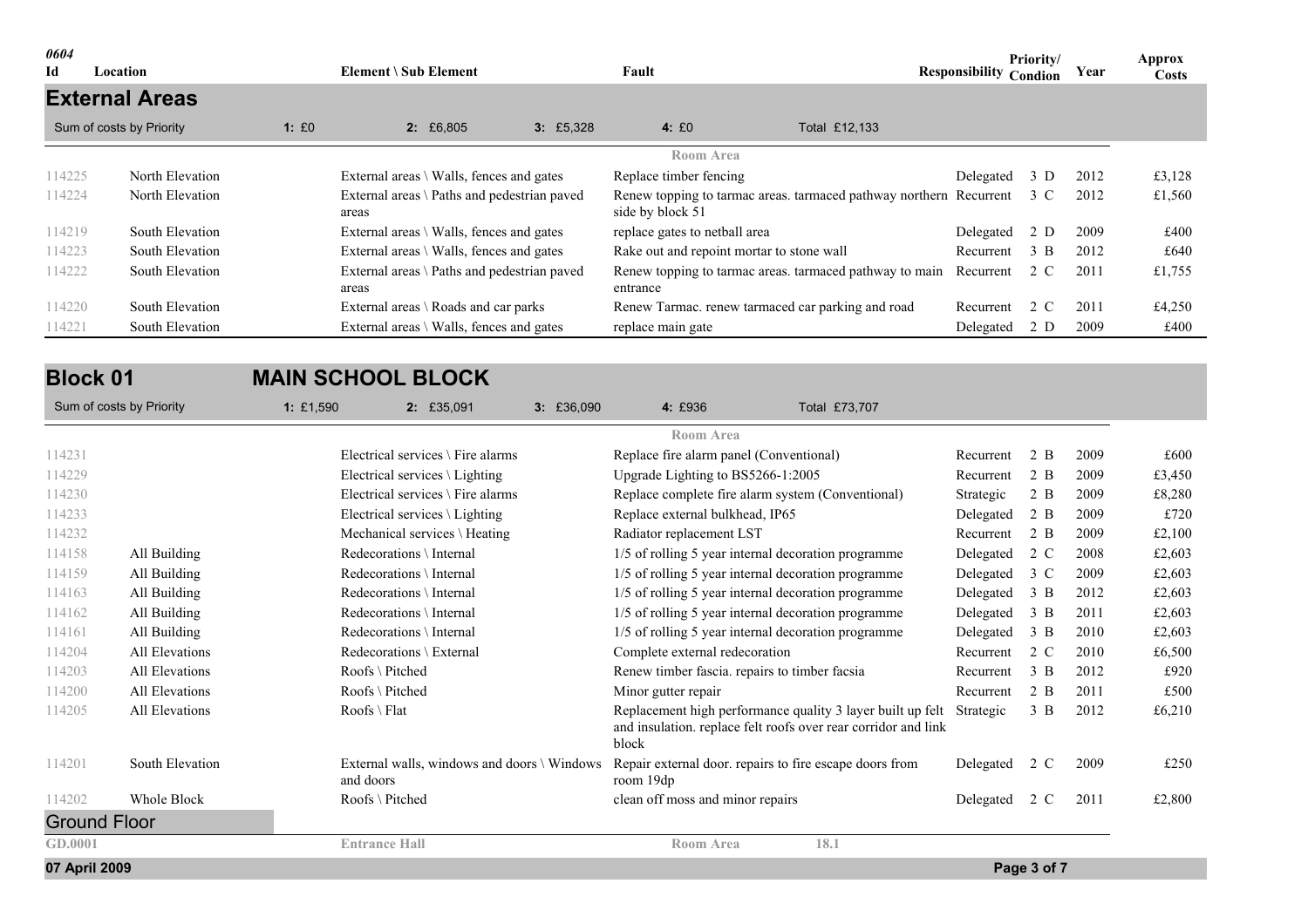| 0604 Id | Location | Element \ Sub Element | Fault | Responsibility | Priority/ Condion | Year | Approx Costs |
|---|---|---|---|---|---|---|---|

## External Areas

Sum of costs by Priority — 1: £0 — 2: £6,805 — 3: £5,328 — 4: £0 — Total £12,133

| Id | Location | Element \ Sub Element | Fault | Responsibility | Priority/ Condion | Year | Approx Costs |
|---|---|---|---|---|---|---|---|
| | | | Room Area | | | | |
| 114225 | North Elevation | External areas \ Walls, fences and gates | Replace timber fencing | Delegated | 3 D | 2012 | £3,128 |
| 114224 | North Elevation | External areas \ Paths and pedestrian paved areas | Renew topping to tarmac areas. tarmaced pathway northern side by block 51 | Recurrent | 3 C | 2012 | £1,560 |
| 114219 | South Elevation | External areas \ Walls, fences and gates | replace gates to netball area | Delegated | 2 D | 2009 | £400 |
| 114223 | South Elevation | External areas \ Walls, fences and gates | Rake out and repoint mortar to stone wall | Recurrent | 3 B | 2012 | £640 |
| 114222 | South Elevation | External areas \ Paths and pedestrian paved areas | Renew topping to tarmac areas. tarmaced pathway to main entrance | Recurrent | 2 C | 2011 | £1,755 |
| 114220 | South Elevation | External areas \ Roads and car parks | Renew Tarmac. renew tarmaced car parking and road | Recurrent | 2 C | 2011 | £4,250 |
| 114221 | South Elevation | External areas \ Walls, fences and gates | replace main gate | Delegated | 2 D | 2009 | £400 |

## Block 01 MAIN SCHOOL BLOCK

Sum of costs by Priority — 1: £1,590 — 2: £35,091 — 3: £36,090 — 4: £936 — Total £73,707

| Id | Location | Element \ Sub Element | Fault | Responsibility | Priority/ Condion | Year | Approx Costs |
|---|---|---|---|---|---|---|---|
| | | | Room Area | | | | |
| 114231 | | Electrical services \ Fire alarms | Replace fire alarm panel (Conventional) | Recurrent | 2 B | 2009 | £600 |
| 114229 | | Electrical services \ Lighting | Upgrade Lighting to BS5266-1:2005 | Recurrent | 2 B | 2009 | £3,450 |
| 114230 | | Electrical services \ Fire alarms | Replace complete fire alarm system (Conventional) | Strategic | 2 B | 2009 | £8,280 |
| 114233 | | Electrical services \ Lighting | Replace external bulkhead, IP65 | Delegated | 2 B | 2009 | £720 |
| 114232 | | Mechanical services \ Heating | Radiator replacement LST | Recurrent | 2 B | 2009 | £2,100 |
| 114158 | All Building | Redecorations \ Internal | 1/5 of rolling 5 year internal decoration programme | Delegated | 2 C | 2008 | £2,603 |
| 114159 | All Building | Redecorations \ Internal | 1/5 of rolling 5 year internal decoration programme | Delegated | 3 C | 2009 | £2,603 |
| 114163 | All Building | Redecorations \ Internal | 1/5 of rolling 5 year internal decoration programme | Delegated | 3 B | 2012 | £2,603 |
| 114162 | All Building | Redecorations \ Internal | 1/5 of rolling 5 year internal decoration programme | Delegated | 3 B | 2011 | £2,603 |
| 114161 | All Building | Redecorations \ Internal | 1/5 of rolling 5 year internal decoration programme | Delegated | 3 B | 2010 | £2,603 |
| 114204 | All Elevations | Redecorations \ External | Complete external redecoration | Recurrent | 2 C | 2010 | £6,500 |
| 114203 | All Elevations | Roofs \ Pitched | Renew timber fascia. repairs to timber facsia | Recurrent | 3 B | 2012 | £920 |
| 114200 | All Elevations | Roofs \ Pitched | Minor gutter repair | Recurrent | 2 B | 2011 | £500 |
| 114205 | All Elevations | Roofs \ Flat | Replacement high performance quality 3 layer built up felt and insulation. replace felt roofs over rear corridor and link block | Strategic | 3 B | 2012 | £6,210 |
| 114201 | South Elevation | External walls, windows and doors \ Windows and doors | Repair external door. repairs to fire escape doors from room 19dp | Delegated | 2 C | 2009 | £250 |
| 114202 | Whole Block | Roofs \ Pitched | clean off moss and minor repairs | Delegated | 2 C | 2011 | £2,800 |

### Ground Floor

| GD.0001 | Entrance Hall | Room Area | 18.1 |
|---|---|---|---|

07 April 2009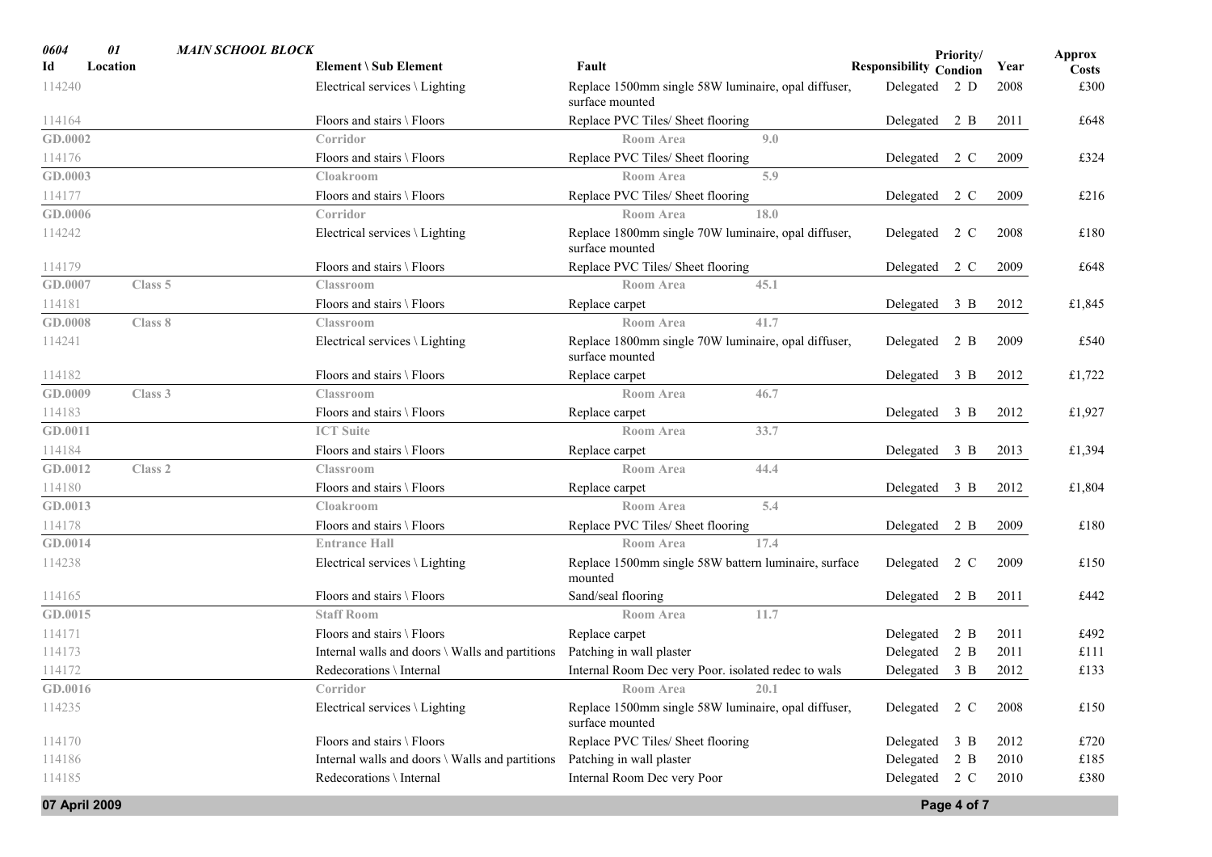| 0604 Id | 01 Location | MAIN SCHOOL BLOCK | Element \ Sub Element | Fault | | Responsibility | Priority/ Condion | Year | Approx Costs |
|---|---|---|---|---|---|---|---|---|---|
| 114240 | | | Electrical services \ Lighting | Replace 1500mm single 58W luminaire, opal diffuser, surface mounted | | Delegated | 2 D | 2008 | £300 |
| 114164 | | | Floors and stairs \ Floors | Replace PVC Tiles/ Sheet flooring | | Delegated | 2 B | 2011 | £648 |
| GD.0002 | | Corridor | | Room Area | 9.0 | | | | |
| 114176 | | | Floors and stairs \ Floors | Replace PVC Tiles/ Sheet flooring | | Delegated | 2 C | 2009 | £324 |
| GD.0003 | | Cloakroom | | Room Area | 5.9 | | | | |
| 114177 | | | Floors and stairs \ Floors | Replace PVC Tiles/ Sheet flooring | | Delegated | 2 C | 2009 | £216 |
| GD.0006 | | Corridor | | Room Area | 18.0 | | | | |
| 114242 | | | Electrical services \ Lighting | Replace 1800mm single 70W luminaire, opal diffuser, surface mounted | | Delegated | 2 C | 2008 | £180 |
| 114179 | | | Floors and stairs \ Floors | Replace PVC Tiles/ Sheet flooring | | Delegated | 2 C | 2009 | £648 |
| GD.0007 | Class 5 | Classroom | | Room Area | 45.1 | | | | |
| 114181 | | | Floors and stairs \ Floors | Replace carpet | | Delegated | 3 B | 2012 | £1,845 |
| GD.0008 | Class 8 | Classroom | | Room Area | 41.7 | | | | |
| 114241 | | | Electrical services \ Lighting | Replace 1800mm single 70W luminaire, opal diffuser, surface mounted | | Delegated | 2 B | 2009 | £540 |
| 114182 | | | Floors and stairs \ Floors | Replace carpet | | Delegated | 3 B | 2012 | £1,722 |
| GD.0009 | Class 3 | Classroom | | Room Area | 46.7 | | | | |
| 114183 | | | Floors and stairs \ Floors | Replace carpet | | Delegated | 3 B | 2012 | £1,927 |
| GD.0011 | | ICT Suite | | Room Area | 33.7 | | | | |
| 114184 | | | Floors and stairs \ Floors | Replace carpet | | Delegated | 3 B | 2013 | £1,394 |
| GD.0012 | Class 2 | Classroom | | Room Area | 44.4 | | | | |
| 114180 | | | Floors and stairs \ Floors | Replace carpet | | Delegated | 3 B | 2012 | £1,804 |
| GD.0013 | | Cloakroom | | Room Area | 5.4 | | | | |
| 114178 | | | Floors and stairs \ Floors | Replace PVC Tiles/ Sheet flooring | | Delegated | 2 B | 2009 | £180 |
| GD.0014 | | Entrance Hall | | Room Area | 17.4 | | | | |
| 114238 | | | Electrical services \ Lighting | Replace 1500mm single 58W battern luminaire, surface mounted | | Delegated | 2 C | 2009 | £150 |
| 114165 | | | Floors and stairs \ Floors | Sand/seal flooring | | Delegated | 2 B | 2011 | £442 |
| GD.0015 | | Staff Room | | Room Area | 11.7 | | | | |
| 114171 | | | Floors and stairs \ Floors | Replace carpet | | Delegated | 2 B | 2011 | £492 |
| 114173 | | | Internal walls and doors \ Walls and partitions | Patching in wall plaster | | Delegated | 2 B | 2011 | £111 |
| 114172 | | | Redecorations \ Internal | Internal Room Dec very Poor. isolated redec to wals | | Delegated | 3 B | 2012 | £133 |
| GD.0016 | | Corridor | | Room Area | 20.1 | | | | |
| 114235 | | | Electrical services \ Lighting | Replace 1500mm single 58W luminaire, opal diffuser, surface mounted | | Delegated | 2 C | 2008 | £150 |
| 114170 | | | Floors and stairs \ Floors | Replace PVC Tiles/ Sheet flooring | | Delegated | 3 B | 2012 | £720 |
| 114186 | | | Internal walls and doors \ Walls and partitions | Patching in wall plaster | | Delegated | 2 B | 2010 | £185 |
| 114185 | | | Redecorations \ Internal | Internal Room Dec very Poor | | Delegated | 2 C | 2010 | £380 |

07 April 2009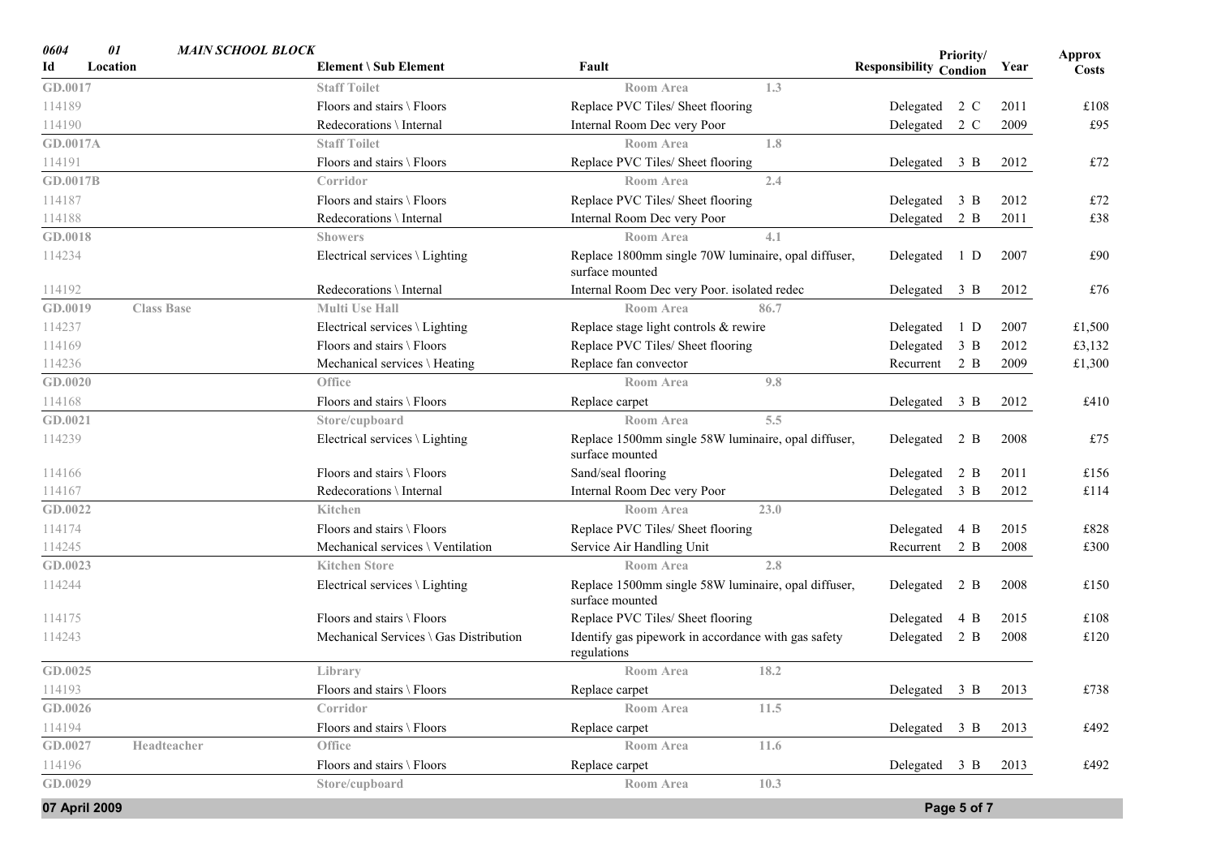**0604 01 MAIN SCHOOL BLOCK**

| Id | Location | Element \ Sub Element | Fault | | Responsibility | Priority/ Condion | Year | Approx Costs |
|---|---|---|---|---|---|---|---|---|
| GD.0017 | | Staff Toilet | Room Area | 1.3 | | | | |
| 114189 | | Floors and stairs \ Floors | Replace PVC Tiles/ Sheet flooring | | Delegated | 2 C | 2011 | £108 |
| 114190 | | Redecorations \ Internal | Internal Room Dec very Poor | | Delegated | 2 C | 2009 | £95 |
| GD.0017A | | Staff Toilet | Room Area | 1.8 | | | | |
| 114191 | | Floors and stairs \ Floors | Replace PVC Tiles/ Sheet flooring | | Delegated | 3 B | 2012 | £72 |
| GD.0017B | | Corridor | Room Area | 2.4 | | | | |
| 114187 | | Floors and stairs \ Floors | Replace PVC Tiles/ Sheet flooring | | Delegated | 3 B | 2012 | £72 |
| 114188 | | Redecorations \ Internal | Internal Room Dec very Poor | | Delegated | 2 B | 2011 | £38 |
| GD.0018 | | Showers | Room Area | 4.1 | | | | |
| 114234 | | Electrical services \ Lighting | Replace 1800mm single 70W luminaire, opal diffuser, surface mounted | | Delegated | 1 D | 2007 | £90 |
| 114192 | | Redecorations \ Internal | Internal Room Dec very Poor. isolated redec | | Delegated | 3 B | 2012 | £76 |
| GD.0019 | Class Base | Multi Use Hall | Room Area | 86.7 | | | | |
| 114237 | | Electrical services \ Lighting | Replace stage light controls & rewire | | Delegated | 1 D | 2007 | £1,500 |
| 114169 | | Floors and stairs \ Floors | Replace PVC Tiles/ Sheet flooring | | Delegated | 3 B | 2012 | £3,132 |
| 114236 | | Mechanical services \ Heating | Replace fan convector | | Recurrent | 2 B | 2009 | £1,300 |
| GD.0020 | | Office | Room Area | 9.8 | | | | |
| 114168 | | Floors and stairs \ Floors | Replace carpet | | Delegated | 3 B | 2012 | £410 |
| GD.0021 | | Store/cupboard | Room Area | 5.5 | | | | |
| 114239 | | Electrical services \ Lighting | Replace 1500mm single 58W luminaire, opal diffuser, surface mounted | | Delegated | 2 B | 2008 | £75 |
| 114166 | | Floors and stairs \ Floors | Sand/seal flooring | | Delegated | 2 B | 2011 | £156 |
| 114167 | | Redecorations \ Internal | Internal Room Dec very Poor | | Delegated | 3 B | 2012 | £114 |
| GD.0022 | | Kitchen | Room Area | 23.0 | | | | |
| 114174 | | Floors and stairs \ Floors | Replace PVC Tiles/ Sheet flooring | | Delegated | 4 B | 2015 | £828 |
| 114245 | | Mechanical services \ Ventilation | Service Air Handling Unit | | Recurrent | 2 B | 2008 | £300 |
| GD.0023 | | Kitchen Store | Room Area | 2.8 | | | | |
| 114244 | | Electrical services \ Lighting | Replace 1500mm single 58W luminaire, opal diffuser, surface mounted | | Delegated | 2 B | 2008 | £150 |
| 114175 | | Floors and stairs \ Floors | Replace PVC Tiles/ Sheet flooring | | Delegated | 4 B | 2015 | £108 |
| 114243 | | Mechanical Services \ Gas Distribution | Identify gas pipework in accordance with gas safety regulations | | Delegated | 2 B | 2008 | £120 |
| GD.0025 | | Library | Room Area | 18.2 | | | | |
| 114193 | | Floors and stairs \ Floors | Replace carpet | | Delegated | 3 B | 2013 | £738 |
| GD.0026 | | Corridor | Room Area | 11.5 | | | | |
| 114194 | | Floors and stairs \ Floors | Replace carpet | | Delegated | 3 B | 2013 | £492 |
| GD.0027 | Headteacher | Office | Room Area | 11.6 | | | | |
| 114196 | | Floors and stairs \ Floors | Replace carpet | | Delegated | 3 B | 2013 | £492 |
| GD.0029 | | Store/cupboard | Room Area | 10.3 | | | | |

07 April 2009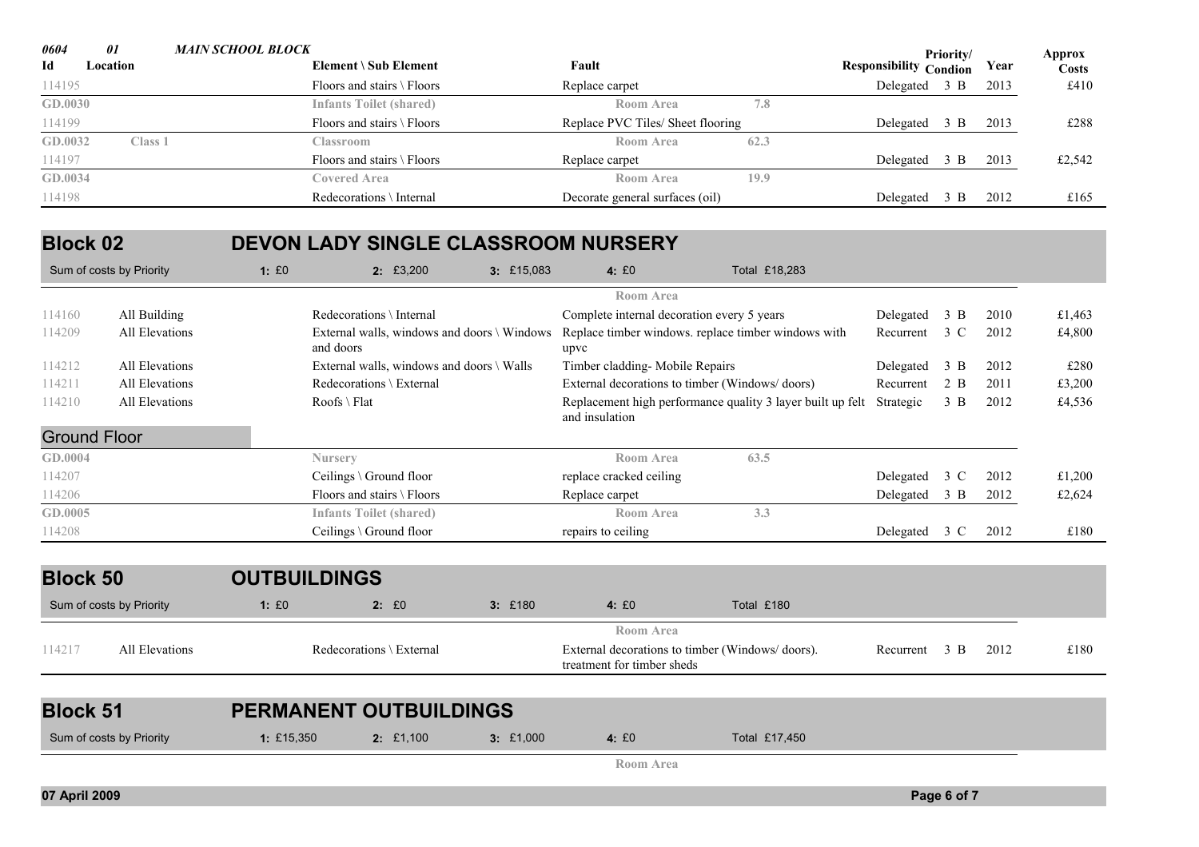| Id | Location | Element \ Sub Element | Fault | | Responsibility | Priority/ Condion | Year | Approx Costs |
|---|---|---|---|---|---|---|---|---|
| **0604** | **01** | ***MAIN SCHOOL BLOCK*** | | | | | | |
| 114195 | | Floors and stairs \ Floors | Replace carpet | | Delegated | 3 B | 2013 | £410 |
| **GD.0030** | | **Infants Toilet (shared)** | **Room Area** | **7.8** | | | | |
| 114199 | | Floors and stairs \ Floors | Replace PVC Tiles/ Sheet flooring | | Delegated | 3 B | 2013 | £288 |
| **GD.0032** | **Class 1** | **Classroom** | **Room Area** | **62.3** | | | | |
| 114197 | | Floors and stairs \ Floors | Replace carpet | | Delegated | 3 B | 2013 | £2,542 |
| **GD.0034** | | **Covered Area** | **Room Area** | **19.9** | | | | |
| 114198 | | Redecorations \ Internal | Decorate general surfaces (oil) | | Delegated | 3 B | 2012 | £165 |

## Block 02 — DEVON LADY SINGLE CLASSROOM NURSERY

| Sum of costs by Priority | 1: £0 | 2: £3,200 | 3: £15,083 | 4: £0 | Total £18,283 |
|---|---|---|---|---|---|

| Id | Location | Element \ Sub Element | Fault | | Responsibility | Priority/ Condion | Year | Approx Costs |
|---|---|---|---|---|---|---|---|---|
| | | | **Room Area** | | | | | |
| 114160 | All Building | Redecorations \ Internal | Complete internal decoration every 5 years | | Delegated | 3 B | 2010 | £1,463 |
| 114209 | All Elevations | External walls, windows and doors \ Windows and doors | Replace timber windows. replace timber windows with upvc | | Recurrent | 3 C | 2012 | £4,800 |
| 114212 | All Elevations | External walls, windows and doors \ Walls | Timber cladding- Mobile Repairs | | Delegated | 3 B | 2012 | £280 |
| 114211 | All Elevations | Redecorations \ External | External decorations to timber (Windows/ doors) | | Recurrent | 2 B | 2011 | £3,200 |
| 114210 | All Elevations | Roofs \ Flat | Replacement high performance quality 3 layer built up felt and insulation | | Strategic | 3 B | 2012 | £4,536 |

### Ground Floor

| Id | Location | Element \ Sub Element | Fault | | Responsibility | Priority/ Condion | Year | Approx Costs |
|---|---|---|---|---|---|---|---|---|
| **GD.0004** | | **Nursery** | **Room Area** | **63.5** | | | | |
| 114207 | | Ceilings \ Ground floor | replace cracked ceiling | | Delegated | 3 C | 2012 | £1,200 |
| 114206 | | Floors and stairs \ Floors | Replace carpet | | Delegated | 3 B | 2012 | £2,624 |
| **GD.0005** | | **Infants Toilet (shared)** | **Room Area** | **3.3** | | | | |
| 114208 | | Ceilings \ Ground floor | repairs to ceiling | | Delegated | 3 C | 2012 | £180 |

## Block 50 — OUTBUILDINGS

| Sum of costs by Priority | 1: £0 | 2: £0 | 3: £180 | 4: £0 | Total £180 |
|---|---|---|---|---|---|

| Id | Location | Element \ Sub Element | Fault | | Responsibility | Priority/ Condion | Year | Approx Costs |
|---|---|---|---|---|---|---|---|---|
| | | | **Room Area** | | | | | |
| 114217 | All Elevations | Redecorations \ External | External decorations to timber (Windows/ doors). treatment for timber sheds | | Recurrent | 3 B | 2012 | £180 |

## Block 51 — PERMANENT OUTBUILDINGS

| Sum of costs by Priority | 1: £15,350 | 2: £1,100 | 3: £1,000 | 4: £0 | Total £17,450 |
|---|---|---|---|---|---|

**Room Area**

07 April 2009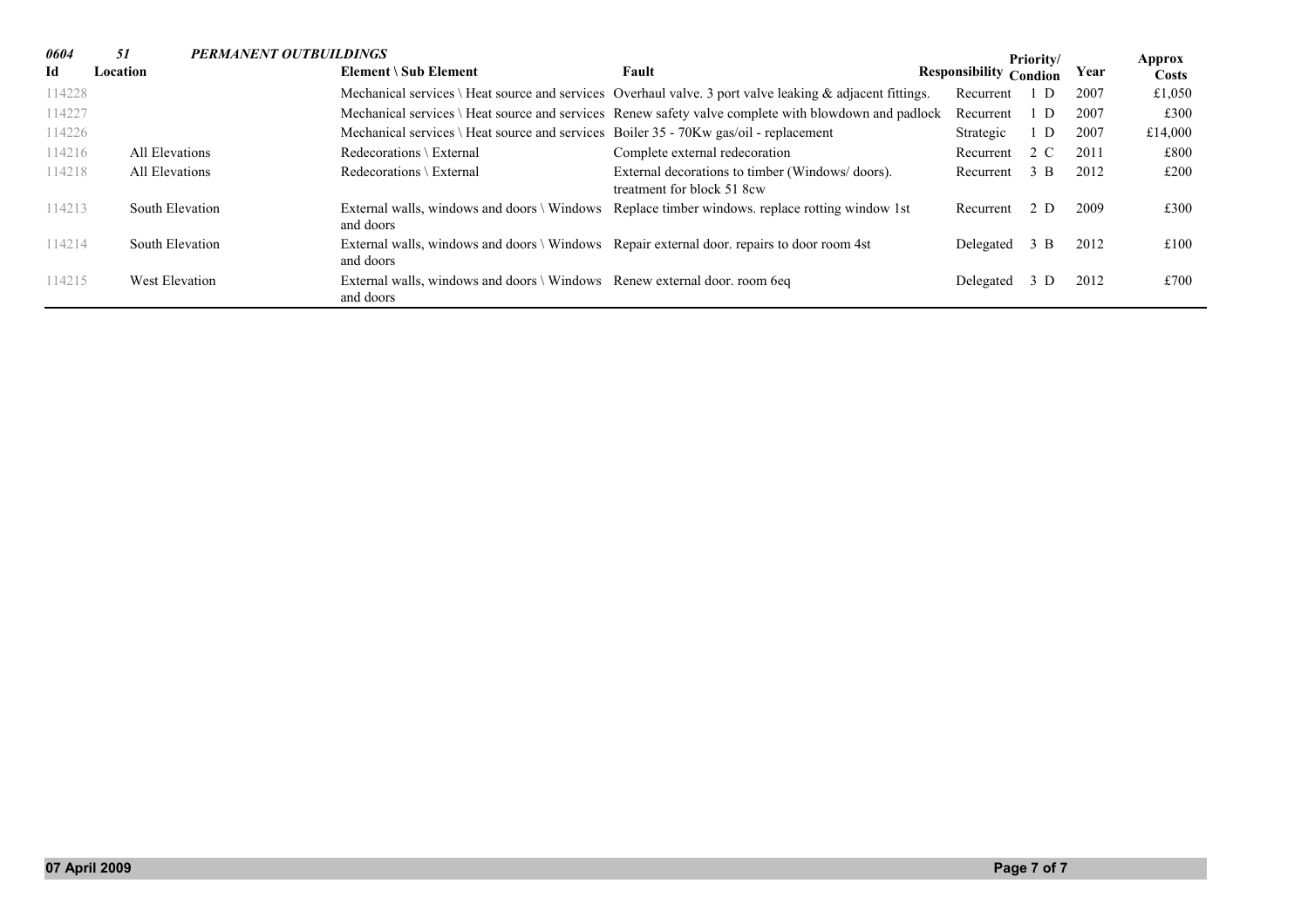| 0604 Id | 51 Location | PERMANENT OUTBUILDINGS Element \ Sub Element | Fault | Responsibility | Priority/ Condion | Year | Approx Costs |
|---|---|---|---|---|---|---|---|
| 114228 | | Mechanical services \ Heat source and services | Overhaul valve. 3 port valve leaking & adjacent fittings. | Recurrent | 1 D | 2007 | £1,050 |
| 114227 | | Mechanical services \ Heat source and services | Renew safety valve complete with blowdown and padlock | Recurrent | 1 D | 2007 | £300 |
| 114226 | | Mechanical services \ Heat source and services | Boiler 35 - 70Kw gas/oil - replacement | Strategic | 1 D | 2007 | £14,000 |
| 114216 | All Elevations | Redecorations \ External | Complete external redecoration | Recurrent | 2 C | 2011 | £800 |
| 114218 | All Elevations | Redecorations \ External | External decorations to timber (Windows/ doors). treatment for block 51 8cw | Recurrent | 3 B | 2012 | £200 |
| 114213 | South Elevation | External walls, windows and doors \ Windows and doors | Replace timber windows. replace rotting window 1st | Recurrent | 2 D | 2009 | £300 |
| 114214 | South Elevation | External walls, windows and doors \ Windows and doors | Repair external door. repairs to door room 4st | Delegated | 3 B | 2012 | £100 |
| 114215 | West Elevation | External walls, windows and doors \ Windows and doors | Renew external door. room 6eq | Delegated | 3 D | 2012 | £700 |

**07 April 2009**